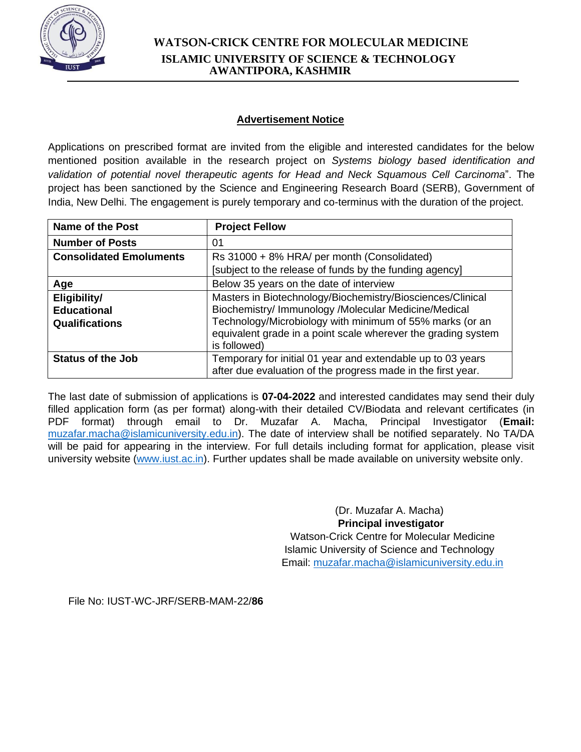# WATSON-CRICK CENTRE FOR MOLECULAR MEDICINE
## ISLAMIC UNIVERSITY OF SCIENCE & TECHNOLOGY
## AWANTIPORA, KASHMIR

**Advertisement Notice**

Applications on prescribed format are invited from the eligible and interested candidates for the below mentioned position available in the research project on *Systems biology based identification and validation of potential novel therapeutic agents for Head and Neck Squamous Cell Carcinoma*". The project has been sanctioned by the Science and Engineering Research Board (SERB), Government of India, New Delhi. The engagement is purely temporary and co-terminus with the duration of the project.

| **Name of the Post** | **Project Fellow** |
|---|---|
| **Number of Posts** | 01 |
| **Consolidated Emoluments** | Rs 31000 + 8% HRA/ per month (Consolidated) [subject to the release of funds by the funding agency] |
| **Age** | Below 35 years on the date of interview |
| **Eligibility/ Educational Qualifications** | Masters in Biotechnology/Biochemistry/Biosciences/Clinical Biochemistry/ Immunology /Molecular Medicine/Medical Technology/Microbiology with minimum of 55% marks (or an equivalent grade in a point scale wherever the grading system is followed) |
| **Status of the Job** | Temporary for initial 01 year and extendable up to 03 years after due evaluation of the progress made in the first year. |

The last date of submission of applications is **07-04-2022** and interested candidates may send their duly filled application form (as per format) along-with their detailed CV/Biodata and relevant certificates (in PDF format) through email to Dr. Muzafar A. Macha, Principal Investigator (**Email:** muzafar.macha@islamicuniversity.edu.in). The date of interview shall be notified separately. No TA/DA will be paid for appearing in the interview. For full details including format for application, please visit university website (www.iust.ac.in). Further updates shall be made available on university website only.

(Dr. Muzafar A. Macha)
**Principal investigator**
Watson-Crick Centre for Molecular Medicine
Islamic University of Science and Technology
Email: muzafar.macha@islamicuniversity.edu.in

File No: IUST-WC-JRF/SERB-MAM-22/**86**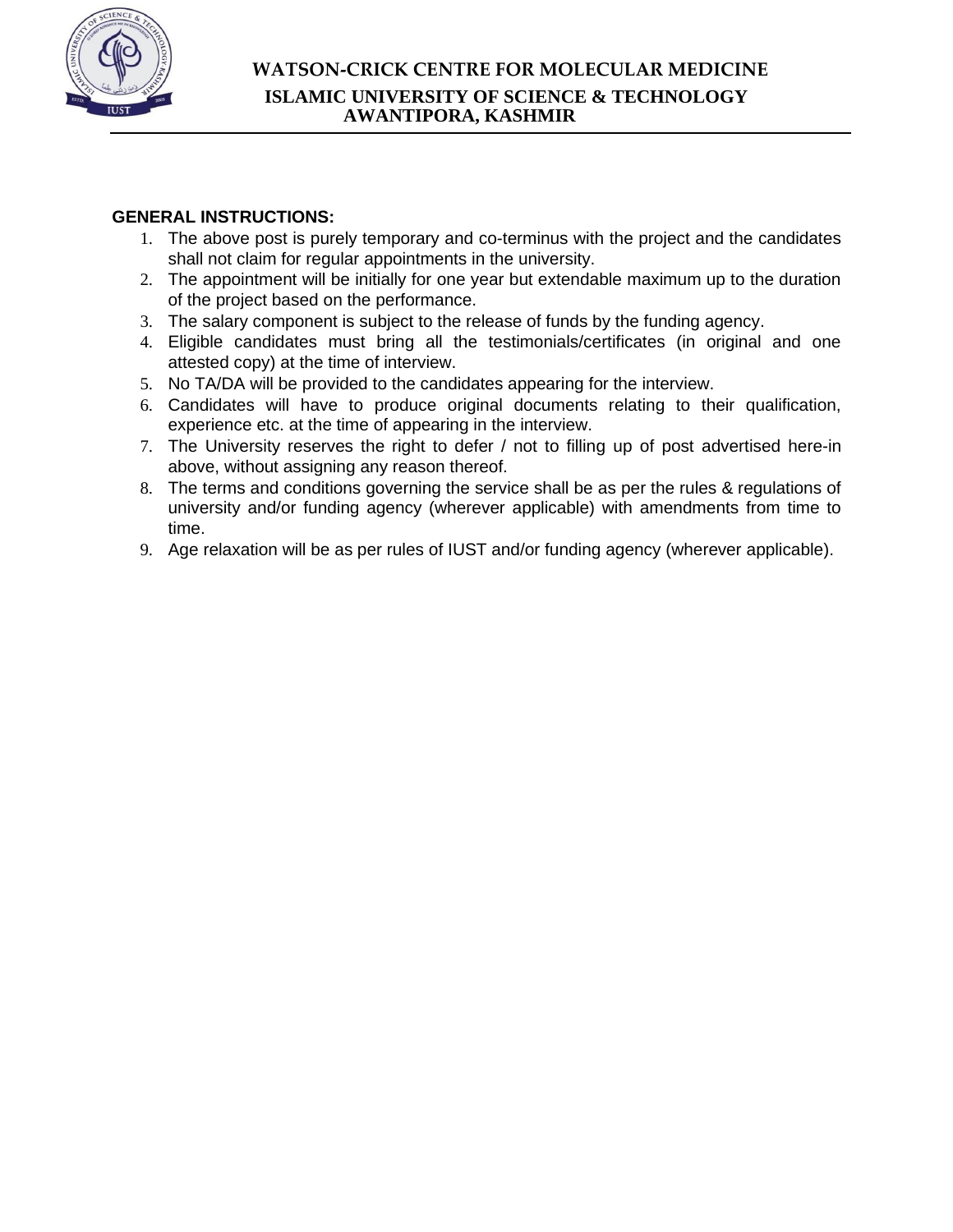# WATSON-CRICK CENTRE FOR MOLECULAR MEDICINE
## ISLAMIC UNIVERSITY OF SCIENCE & TECHNOLOGY
## AWANTIPORA, KASHMIR

**GENERAL INSTRUCTIONS:**

1. The above post is purely temporary and co-terminus with the project and the candidates shall not claim for regular appointments in the university.
2. The appointment will be initially for one year but extendable maximum up to the duration of the project based on the performance.
3. The salary component is subject to the release of funds by the funding agency.
4. Eligible candidates must bring all the testimonials/certificates (in original and one attested copy) at the time of interview.
5. No TA/DA will be provided to the candidates appearing for the interview.
6. Candidates will have to produce original documents relating to their qualification, experience etc. at the time of appearing in the interview.
7. The University reserves the right to defer / not to filling up of post advertised here-in above, without assigning any reason thereof.
8. The terms and conditions governing the service shall be as per the rules & regulations of university and/or funding agency (wherever applicable) with amendments from time to time.
9. Age relaxation will be as per rules of IUST and/or funding agency (wherever applicable).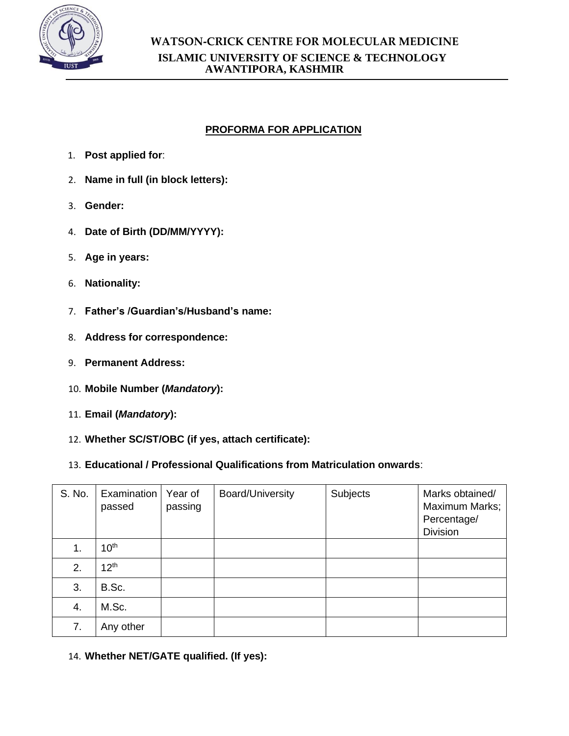# WATSON-CRICK CENTRE FOR MOLECULAR MEDICINE
## ISLAMIC UNIVERSITY OF SCIENCE & TECHNOLOGY
## AWANTIPORA, KASHMIR

---

**PROFORMA FOR APPLICATION**

1. **Post applied for**:
2. **Name in full (in block letters):**
3. **Gender:**
4. **Date of Birth (DD/MM/YYYY):**
5. **Age in years:**
6. **Nationality:**
7. **Father's /Guardian's/Husband's name:**
8. **Address for correspondence:**
9. **Permanent Address:**
10. **Mobile Number (*Mandatory*):**
11. **Email (*Mandatory*):**
12. **Whether SC/ST/OBC (if yes, attach certificate):**
13. **Educational / Professional Qualifications from Matriculation onwards**:

| S. No. | Examination passed | Year of passing | Board/University | Subjects | Marks obtained/ Maximum Marks; Percentage/ Division |
|---|---|---|---|---|---|
| 1. | 10th | | | | |
| 2. | 12th | | | | |
| 3. | B.Sc. | | | | |
| 4. | M.Sc. | | | | |
| 7. | Any other | | | | |

14. **Whether NET/GATE qualified. (If yes):**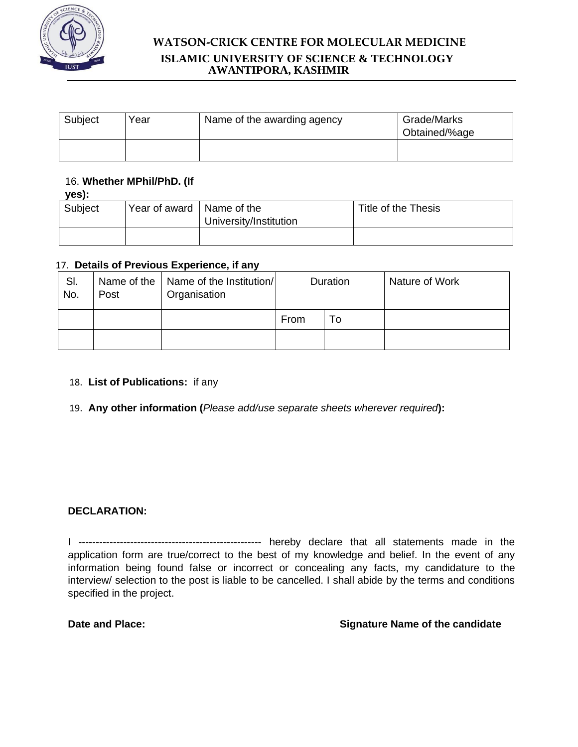# WATSON-CRICK CENTRE FOR MOLECULAR MEDICINE
## ISLAMIC UNIVERSITY OF SCIENCE & TECHNOLOGY
## AWANTIPORA, KASHMIR

| Subject | Year | Name of the awarding agency | Grade/Marks Obtained/%age |
|---|---|---|---|
| | | | |

16. **Whether MPhil/PhD. (If yes):**

| Subject | Year of award | Name of the University/Institution | Title of the Thesis |
|---|---|---|---|
| | | | |

17. **Details of Previous Experience, if any**

| Sl. No. | Name of the Post | Name of the Institution/ Organisation | Duration | | Nature of Work |
|---|---|---|---|---|---|
| | | | From | To | |
| | | | | | |

18. **List of Publications:** if any

19. **Any other information (***Please add/use separate sheets wherever required***):**

**DECLARATION:**

I ---------------------------------------------------- hereby declare that all statements made in the application form are true/correct to the best of my knowledge and belief. In the event of any information being found false or incorrect or concealing any facts, my candidature to the interview/ selection to the post is liable to be cancelled. I shall abide by the terms and conditions specified in the project.

**Date and Place:** **Signature Name of the candidate**